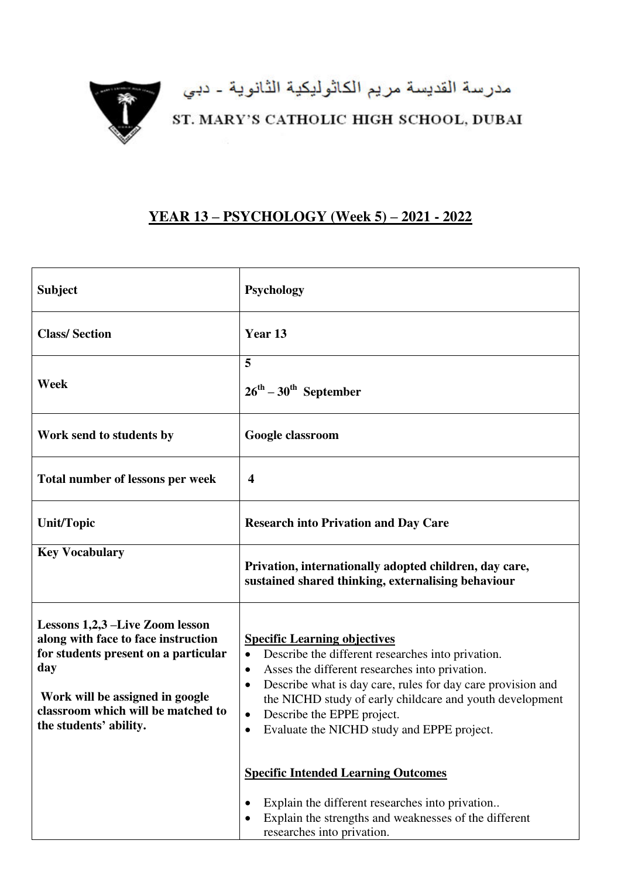مدرسة القديسة مريم الكاثوليكية الثانوية - دبي

ST. MARY'S CATHOLIC HIGH SCHOOL, DUBAI

# YEAR 13 – PSYCHOLOGY (Week 5) – 2021 - 2022

| **Subject** | **Psychology** |
|---|---|
| **Class/ Section** | **Year 13** |
| **Week** | **5**<br>**26th – 30th September** |
| **Work send to students by** | **Google classroom** |
| **Total number of lessons per week** | **4** |
| **Unit/Topic** | **Research into Privation and Day Care** |
| **Key Vocabulary** | **Privation, internationally adopted children, day care, sustained shared thinking, externalising behaviour** |
| **Lessons 1,2,3 –Live Zoom lesson along with face to face instruction for students present on a particular day**<br><br>**Work will be assigned in google classroom which will be matched to the students' ability.** | **Specific Learning objectives**<br>• Describe the different researches into privation.<br>• Asses the different researches into privation.<br>• Describe what is day care, rules for day care provision and the NICHD study of early childcare and youth development<br>• Describe the EPPE project.<br>• Evaluate the NICHD study and EPPE project.<br><br>**Specific Intended Learning Outcomes**<br>• Explain the different researches into privation..<br>• Explain the strengths and weaknesses of the different researches into privation. |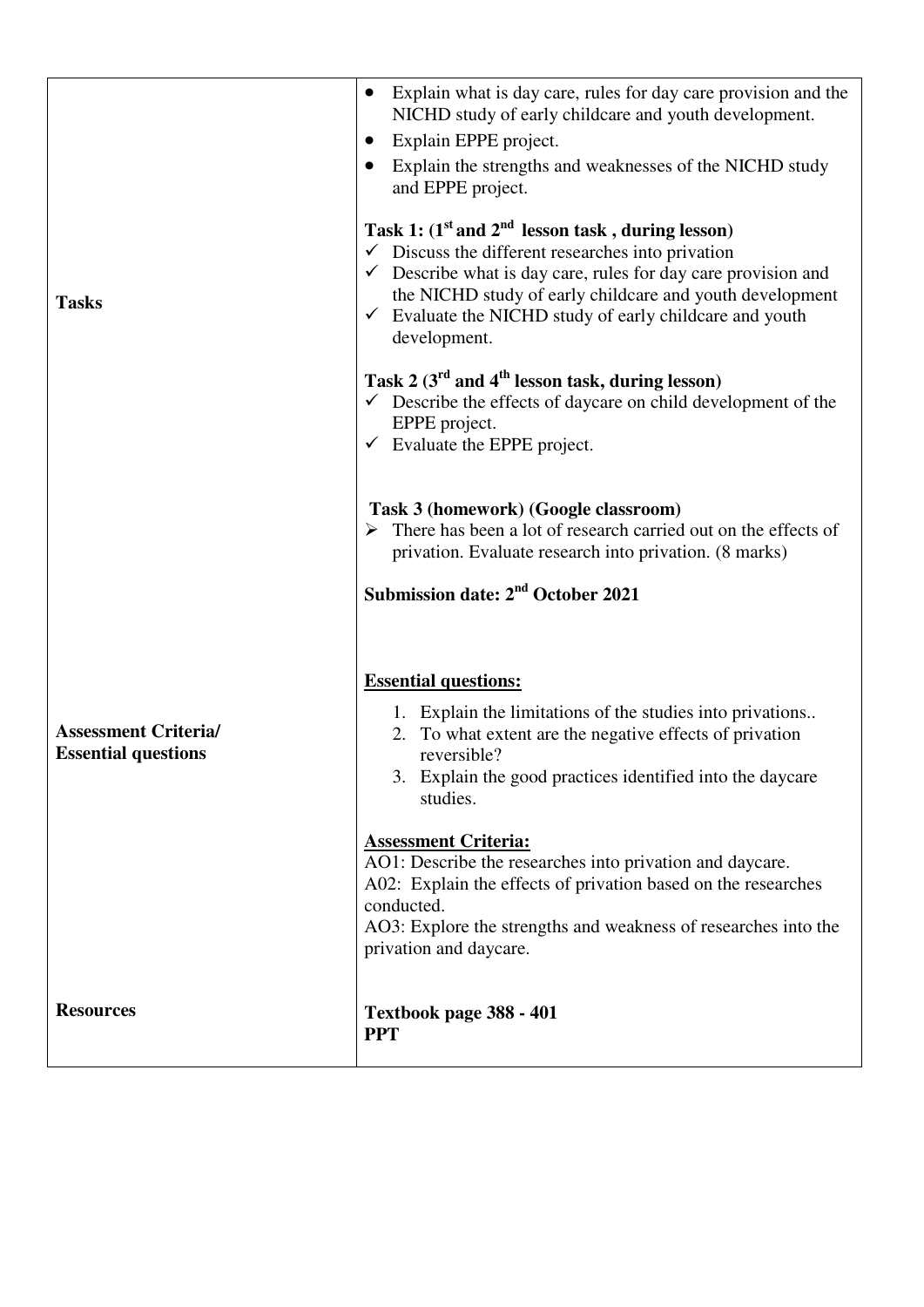| | |
|---|---|
| **Tasks** | • Explain what is day care, rules for day care provision and the NICHD study of early childcare and youth development.<br>• Explain EPPE project.<br>• Explain the strengths and weaknesses of the NICHD study and EPPE project.<br><br>**Task 1: (1st and 2nd lesson task , during lesson)**<br>✓ Discuss the different researches into privation<br>✓ Describe what is day care, rules for day care provision and the NICHD study of early childcare and youth development<br>✓ Evaluate the NICHD study of early childcare and youth development.<br><br>**Task 2 (3rd and 4th lesson task, during lesson)**<br>✓ Describe the effects of daycare on child development of the EPPE project.<br>✓ Evaluate the EPPE project.<br><br>**Task 3 (homework) (Google classroom)**<br>➢ There has been a lot of research carried out on the effects of privation. Evaluate research into privation. (8 marks)<br><br>**Submission date: 2nd October 2021** |
| **Assessment Criteria/ Essential questions** | **Essential questions:**<br>1. Explain the limitations of the studies into privations..<br>2. To what extent are the negative effects of privation reversible?<br>3. Explain the good practices identified into the daycare studies.<br><br>**Assessment Criteria:**<br>AO1: Describe the researches into privation and daycare.<br>A02: Explain the effects of privation based on the researches conducted.<br>AO3: Explore the strengths and weakness of researches into the privation and daycare. |
| **Resources** | **Textbook page 388 - 401**<br>**PPT** |